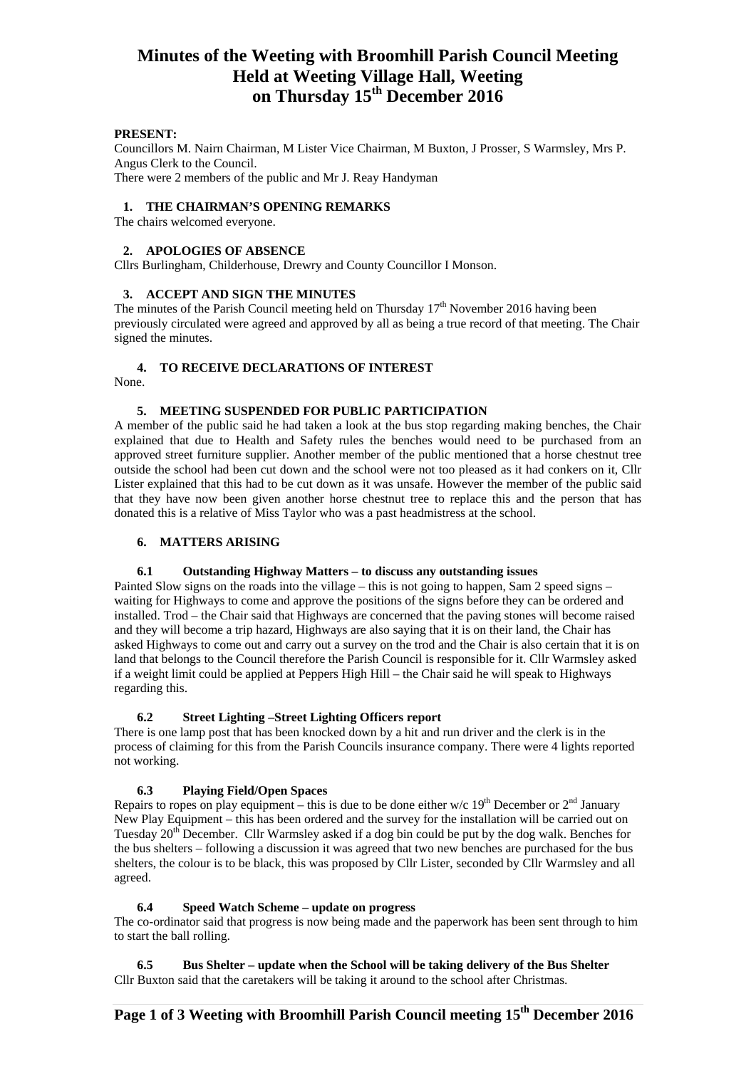# Minutes of the Weeting with Broomhill Parish Council Meeting Held at Weeting Village Hall, Weeting on Thursday 15th December 2016

**PRESENT:**

Councillors M. Nairn Chairman, M Lister Vice Chairman, M Buxton, J Prosser, S Warmsley, Mrs P. Angus Clerk to the Council.

There were 2 members of the public and Mr J. Reay Handyman

## 1. THE CHAIRMAN'S OPENING REMARKS

The chairs welcomed everyone.

## 2. APOLOGIES OF ABSENCE

Cllrs Burlingham, Childerhouse, Drewry and County Councillor I Monson.

## 3. ACCEPT AND SIGN THE MINUTES

The minutes of the Parish Council meeting held on Thursday 17th November 2016 having been previously circulated were agreed and approved by all as being a true record of that meeting. The Chair signed the minutes.

## 4. TO RECEIVE DECLARATIONS OF INTEREST

None.

## 5. MEETING SUSPENDED FOR PUBLIC PARTICIPATION

A member of the public said he had taken a look at the bus stop regarding making benches, the Chair explained that due to Health and Safety rules the benches would need to be purchased from an approved street furniture supplier. Another member of the public mentioned that a horse chestnut tree outside the school had been cut down and the school were not too pleased as it had conkers on it, Cllr Lister explained that this had to be cut down as it was unsafe. However the member of the public said that they have now been given another horse chestnut tree to replace this and the person that has donated this is a relative of Miss Taylor who was a past headmistress at the school.

## 6. MATTERS ARISING

### 6.1 Outstanding Highway Matters – to discuss any outstanding issues

Painted Slow signs on the roads into the village – this is not going to happen, Sam 2 speed signs – waiting for Highways to come and approve the positions of the signs before they can be ordered and installed. Trod – the Chair said that Highways are concerned that the paving stones will become raised and they will become a trip hazard, Highways are also saying that it is on their land, the Chair has asked Highways to come out and carry out a survey on the trod and the Chair is also certain that it is on land that belongs to the Council therefore the Parish Council is responsible for it. Cllr Warmsley asked if a weight limit could be applied at Peppers High Hill – the Chair said he will speak to Highways regarding this.

### 6.2 Street Lighting –Street Lighting Officers report

There is one lamp post that has been knocked down by a hit and run driver and the clerk is in the process of claiming for this from the Parish Councils insurance company. There were 4 lights reported not working.

### 6.3 Playing Field/Open Spaces

Repairs to ropes on play equipment – this is due to be done either w/c 19th December or 2nd January New Play Equipment – this has been ordered and the survey for the installation will be carried out on Tuesday 20th December. Cllr Warmsley asked if a dog bin could be put by the dog walk. Benches for the bus shelters – following a discussion it was agreed that two new benches are purchased for the bus shelters, the colour is to be black, this was proposed by Cllr Lister, seconded by Cllr Warmsley and all agreed.

### 6.4 Speed Watch Scheme – update on progress

The co-ordinator said that progress is now being made and the paperwork has been sent through to him to start the ball rolling.

### 6.5 Bus Shelter – update when the School will be taking delivery of the Bus Shelter

Cllr Buxton said that the caretakers will be taking it around to the school after Christmas.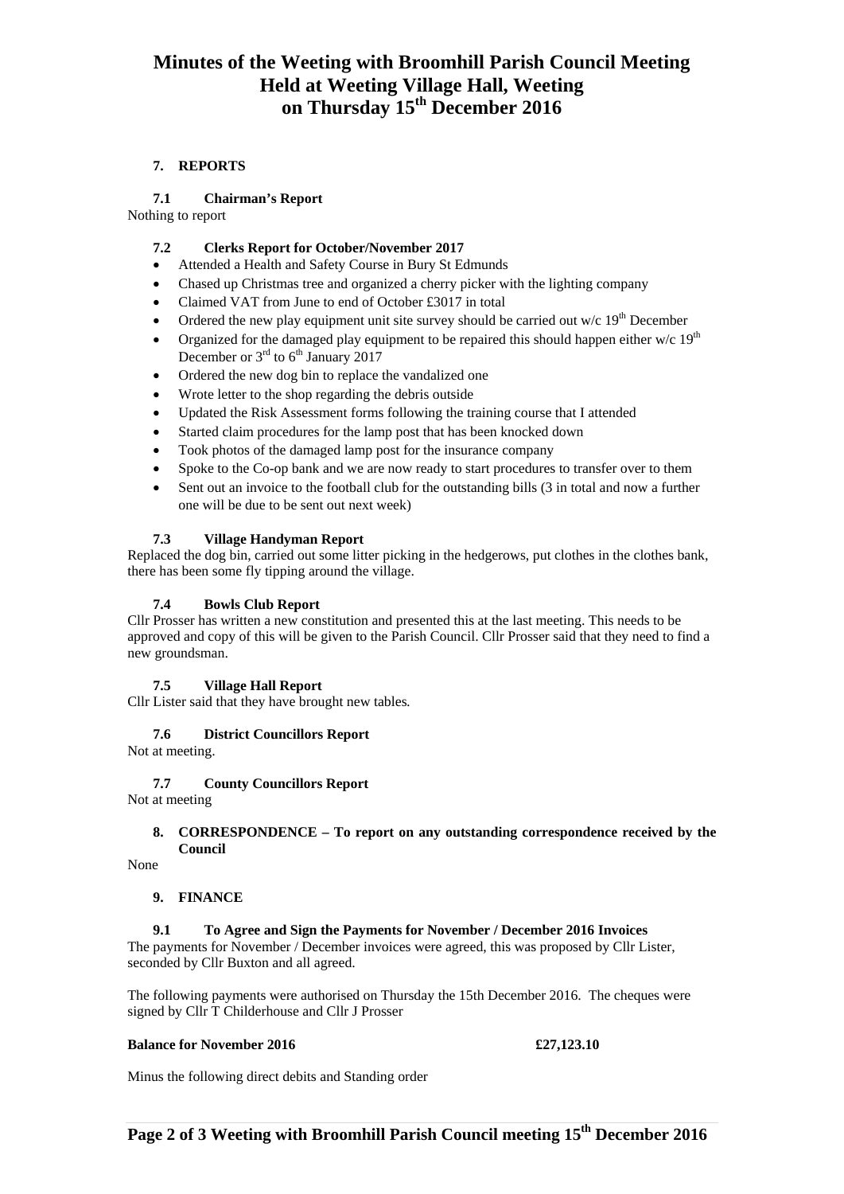# Minutes of the Weeting with Broomhill Parish Council Meeting Held at Weeting Village Hall, Weeting on Thursday 15th December 2016

## 7. REPORTS

### 7.1 Chairman's Report

Nothing to report

### 7.2 Clerks Report for October/November 2017

- Attended a Health and Safety Course in Bury St Edmunds
- Chased up Christmas tree and organized a cherry picker with the lighting company
- Claimed VAT from June to end of October £3017 in total
- Ordered the new play equipment unit site survey should be carried out w/c 19th December
- Organized for the damaged play equipment to be repaired this should happen either w/c 19th December or 3rd to 6th January 2017
- Ordered the new dog bin to replace the vandalized one
- Wrote letter to the shop regarding the debris outside
- Updated the Risk Assessment forms following the training course that I attended
- Started claim procedures for the lamp post that has been knocked down
- Took photos of the damaged lamp post for the insurance company
- Spoke to the Co-op bank and we are now ready to start procedures to transfer over to them
- Sent out an invoice to the football club for the outstanding bills (3 in total and now a further one will be due to be sent out next week)

### 7.3 Village Handyman Report

Replaced the dog bin, carried out some litter picking in the hedgerows, put clothes in the clothes bank, there has been some fly tipping around the village.

### 7.4 Bowls Club Report

Cllr Prosser has written a new constitution and presented this at the last meeting. This needs to be approved and copy of this will be given to the Parish Council. Cllr Prosser said that they need to find a new groundsman.

### 7.5 Village Hall Report

Cllr Lister said that they have brought new tables.

### 7.6 District Councillors Report

Not at meeting.

### 7.7 County Councillors Report

Not at meeting

## 8. CORRESPONDENCE – To report on any outstanding correspondence received by the Council

None

## 9. FINANCE

### 9.1 To Agree and Sign the Payments for November / December 2016 Invoices

The payments for November / December invoices were agreed, this was proposed by Cllr Lister, seconded by Cllr Buxton and all agreed.

The following payments were authorised on Thursday the 15th December 2016. The cheques were signed by Cllr T Childerhouse and Cllr J Prosser

**Balance for November 2016** **£27,123.10**

Minus the following direct debits and Standing order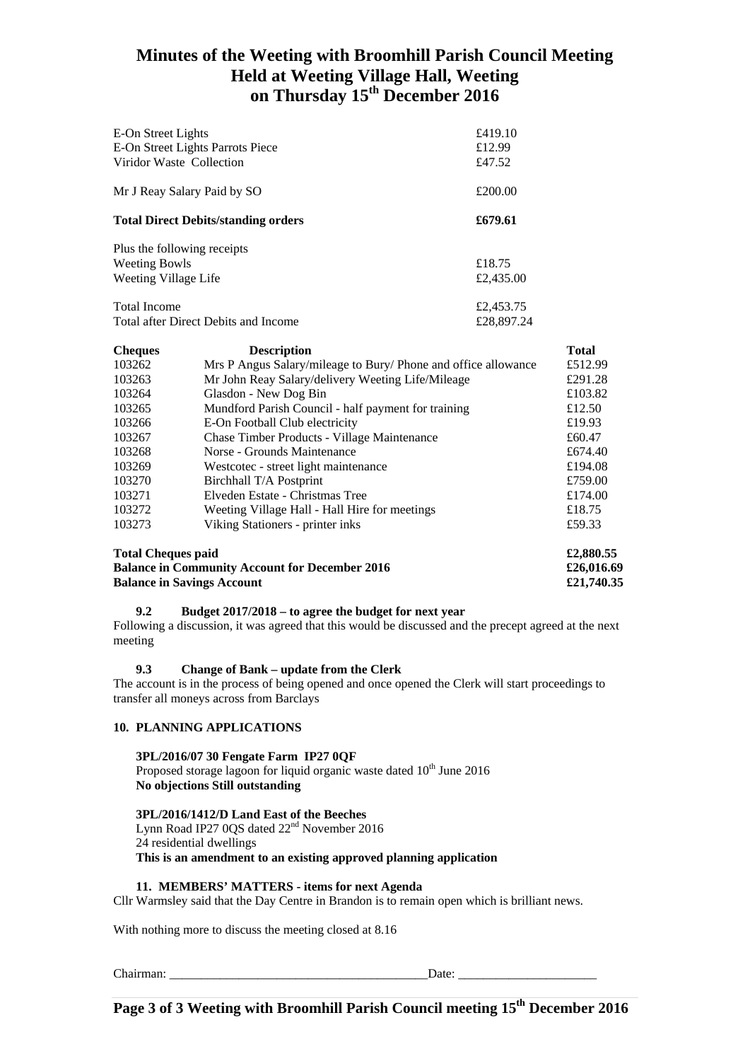# Minutes of the Weeting with Broomhill Parish Council Meeting Held at Weeting Village Hall, Weeting on Thursday 15th December 2016

| | |
|---|---|
| E-On Street Lights | £419.10 |
| E-On Street Lights Parrots Piece | £12.99 |
| Viridor Waste Collection | £47.52 |
| Mr J Reay Salary Paid by SO | £200.00 |
| **Total Direct Debits/standing orders** | **£679.61** |
| Plus the following receipts | |
| Weeting Bowls | £18.75 |
| Weeting Village Life | £2,435.00 |
| Total Income | £2,453.75 |
| Total after Direct Debits and Income | £28,897.24 |

| **Cheques** | **Description** | **Total** |
|---|---|---|
| 103262 | Mrs P Angus Salary/mileage to Bury/ Phone and office allowance | £512.99 |
| 103263 | Mr John Reay Salary/delivery Weeting Life/Mileage | £291.28 |
| 103264 | Glasdon - New Dog Bin | £103.82 |
| 103265 | Mundford Parish Council - half payment for training | £12.50 |
| 103266 | E-On Football Club electricity | £19.93 |
| 103267 | Chase Timber Products - Village Maintenance | £60.47 |
| 103268 | Norse - Grounds Maintenance | £674.40 |
| 103269 | Westcotec - street light maintenance | £194.08 |
| 103270 | Birchhall T/A Postprint | £759.00 |
| 103271 | Elveden Estate - Christmas Tree | £174.00 |
| 103272 | Weeting Village Hall - Hall Hire for meetings | £18.75 |
| 103273 | Viking Stationers - printer inks | £59.33 |
| **Total Cheques paid** | | **£2,880.55** |
| **Balance in Community Account for December 2016** | | **£26,016.69** |
| **Balance in Savings Account** | | **£21,740.35** |

### 9.2 Budget 2017/2018 – to agree the budget for next year

Following a discussion, it was agreed that this would be discussed and the precept agreed at the next meeting

### 9.3 Change of Bank – update from the Clerk

The account is in the process of being opened and once opened the Clerk will start proceedings to transfer all moneys across from Barclays

## 10. PLANNING APPLICATIONS

**3PL/2016/07 30 Fengate Farm IP27 0QF**
Proposed storage lagoon for liquid organic waste dated 10th June 2016
**No objections Still outstanding**

**3PL/2016/1412/D Land East of the Beeches**
Lynn Road IP27 0QS dated 22nd November 2016
24 residential dwellings
**This is an amendment to an existing approved planning application**

## 11. MEMBERS' MATTERS - items for next Agenda

Cllr Warmsley said that the Day Centre in Brandon is to remain open which is brilliant news.

With nothing more to discuss the meeting closed at 8.16

Chairman: _________________________________________ Date: ______________________